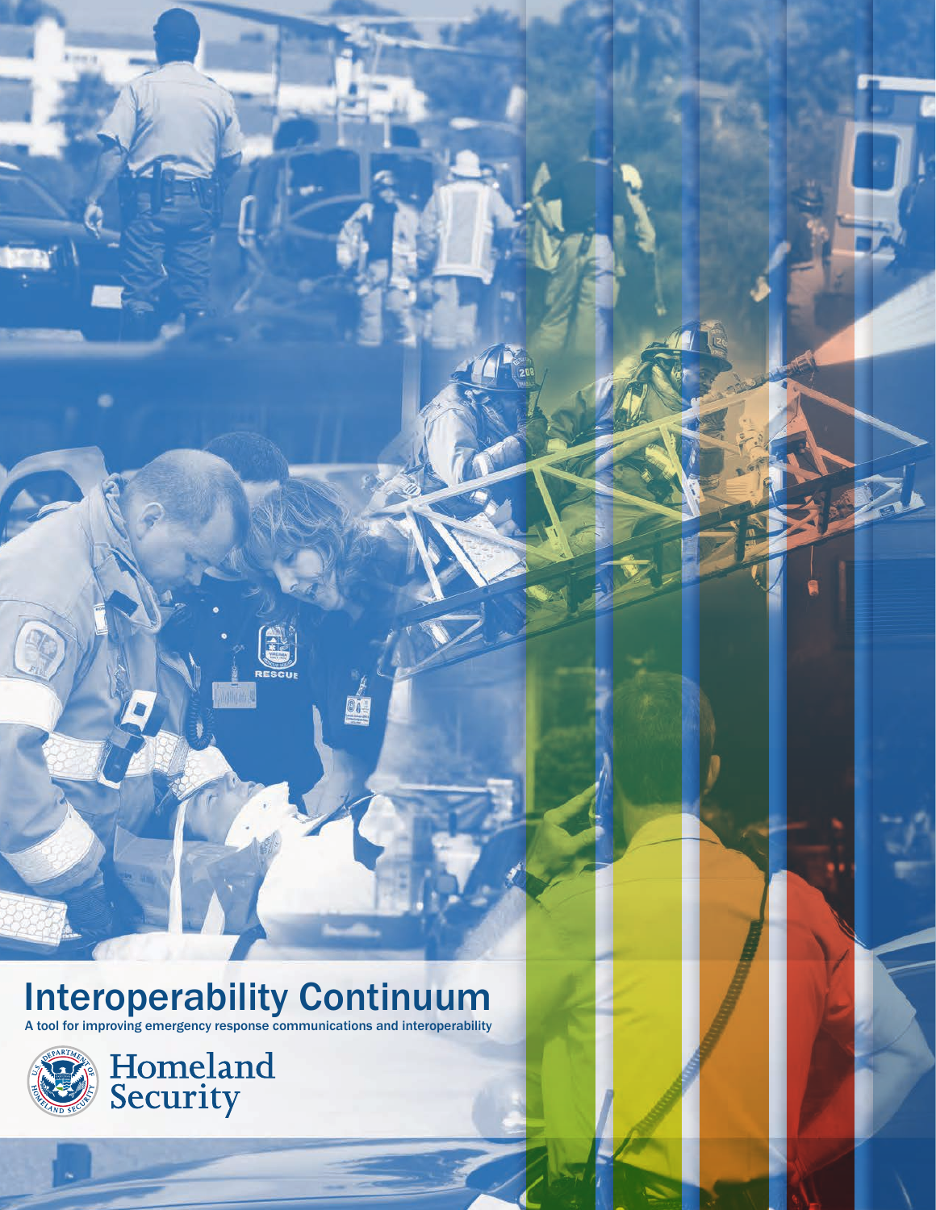# Interoperability Continuum

A tool for improving emergency response communications and interoperability

Homeland Security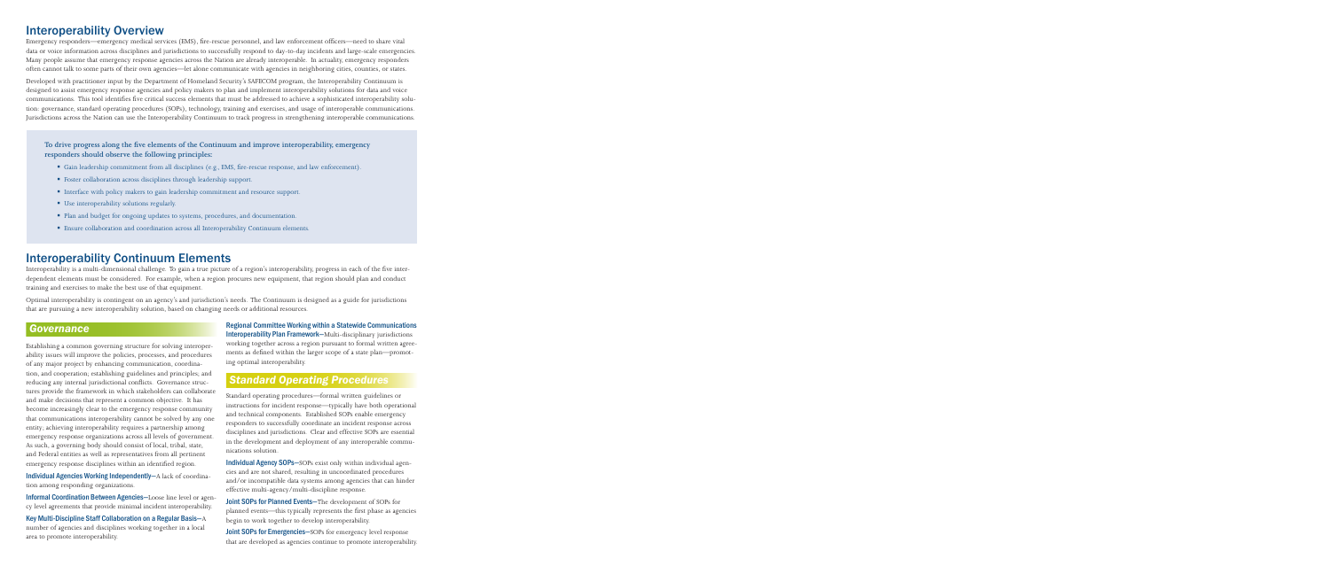## Interoperability Overview

Emergency responders—emergency medical services (EMS), fire-rescue personnel, and law enforcement officers—need to share vital data or voice information across disciplines and jurisdictions to successfully respond to day-to-day incidents and large-scale emergencies. Many people assume that emergency response agencies across the Nation are already interoperable. In actuality, emergency responders often cannot talk to some parts of their own agencies—let alone communicate with agencies in neighboring cities, counties, or states.

Developed with practitioner input by the Department of Homeland Security's SAFECOM program, the Interoperability Continuum is designed to assist emergency response agencies and policy makers to plan and implement interoperability solutions for data and voice communications. This tool identifies five critical success elements that must be addressed to achieve a sophisticated interoperability solution: governance, standard operating procedures (SOPs), technology, training and exercises, and usage of interoperable communications. Jurisdictions across the Nation can use the Interoperability Continuum to track progress in strengthening interoperable communications.

**To drive progress along the five elements of the Continuum and improve interoperability, emergency responders should observe the following principles:**

- Gain leadership commitment from all disciplines (e.g., EMS, fire-rescue response, and law enforcement).
- Foster collaboration across disciplines through leadership support.
- Interface with policy makers to gain leadership commitment and resource support.
- Use interoperability solutions regularly.
- Plan and budget for ongoing updates to systems, procedures, and documentation.
- Ensure collaboration and coordination across all Interoperability Continuum elements.

## Interoperability Continuum Elements

Interoperability is a multi-dimensional challenge. To gain a true picture of a region's interoperability, progress in each of the five interdependent elements must be considered. For example, when a region procures new equipment, that region should plan and conduct training and exercises to make the best use of that equipment.

Optimal interoperability is contingent on an agency's and jurisdiction's needs. The Continuum is designed as a guide for jurisdictions that are pursuing a new interoperability solution, based on changing needs or additional resources.

### *Governance*

Establishing a common governing structure for solving interoperability issues will improve the policies, processes, and procedures of any major project by enhancing communication, coordination, and cooperation; establishing guidelines and principles; and reducing any internal jurisdictional conflicts. Governance structures provide the framework in which stakeholders can collaborate and make decisions that represent a common objective. It has become increasingly clear to the emergency response community that communications interoperability cannot be solved by any one entity; achieving interoperability requires a partnership among emergency response organizations across all levels of government. As such, a governing body should consist of local, tribal, state, and Federal entities as well as representatives from all pertinent emergency response disciplines within an identified region.

**Individual Agencies Working Independently**—A lack of coordination among responding organizations.

**Informal Coordination Between Agencies**—Loose line level or agency level agreements that provide minimal incident interoperability.

**Key Multi-Discipline Staff Collaboration on a Regular Basis**—A number of agencies and disciplines working together in a local area to promote interoperability.

**Regional Committee Working within a Statewide Communications Interoperability Plan Framework**—Multi-disciplinary jurisdictions working together across a region pursuant to formal written agreements as defined within the larger scope of a state plan—promoting optimal interoperability.

### *Standard Operating Procedures*

Standard operating procedures—formal written guidelines or instructions for incident response—typically have both operational and technical components. Established SOPs enable emergency responders to successfully coordinate an incident response across disciplines and jurisdictions. Clear and effective SOPs are essential in the development and deployment of any interoperable communications solution.

**Individual Agency SOPs**—SOPs exist only within individual agencies and are not shared, resulting in uncoordinated procedures and/or incompatible data systems among agencies that can hinder effective multi-agency/multi-discipline response.

**Joint SOPs for Planned Events**—The development of SOPs for planned events—this typically represents the first phase as agencies begin to work together to develop interoperability.

**Joint SOPs for Emergencies**—SOPs for emergency level response that are developed as agencies continue to promote interoperability.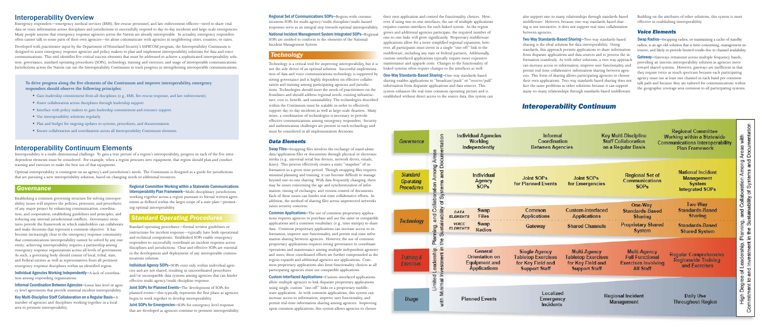# Interoperability Overview

Emergency responders—emergency medical services (EMS), fire-rescue personnel, and law enforcement officers—need to share vital data or voice information across disciplines and jurisdictions to successfully respond to day-to-day incidents and large-scale emergencies. Many people assume that emergency response agencies across the Nation are already interoperable. In actuality, emergency responders often cannot talk to some parts of their own agencies—let alone communicate with agencies in neighboring cities, counties, or states.

Developed with practitioner input by the Department of Homeland Security's SAFECOM program, the Interoperability Continuum is designed to assist emergency response agencies and policy makers to plan and implement interoperability solutions for data and voice communications. This tool identifies five critical success elements that must be addressed to achieve a sophisticated interoperability solution: governance, standard operating procedures (SOPs), technology, training and exercises, and usage of interoperable communications. Jurisdictions across the Nation can use the Interoperability Continuum to track progress in strengthening interoperable communications.

**To drive progress along the five elements of the Continuum and improve interoperability, emergency responders should observe the following principles:**

- Gain leadership commitment from all disciplines (e.g., EMS, fire-rescue response, and law enforcement).
- Foster collaboration across disciplines through leadership support.
- Interface with policy makers to gain leadership commitment and resource support.
- Use interoperability solutions regularly.
- Plan and budget for ongoing updates to systems, procedures, and documentation.
- Ensure collaboration and coordination across all Interoperability Continuum elements.

# Interoperability Continuum Elements

Interoperability is a multi-dimensional challenge. To gain a true picture of a region's interoperability, progress in each of the five interdependent elements must be considered. For example, when a region procures new equipment, that region should plan and conduct training and exercises to make the best use of that equipment.

Optimal interoperability is contingent on an agency's and jurisdiction's needs. The Continuum is designed as a guide for jurisdictions that are pursuing a new interoperability solution, based on changing needs or additional resources.

## Governance

Establishing a common governing structure for solving interoperability issues will improve the policies, processes, and procedures of any major project by enhancing communication, coordination, and cooperation; establishing guidelines and principles; and reducing any internal jurisdictional conflicts. Governance structures provide the framework in which stakeholders can collaborate and make decisions that represent a common objective. It has become increasingly clear to the emergency response community that communications interoperability cannot be solved by any one entity; achieving interoperability requires a partnership among emergency response organizations across all levels of government. As such, a governing body should consist of local, tribal, state, and Federal entities as well as representatives from all pertinent emergency response disciplines within an identified region.

**Individual Agencies Working Independently**—A lack of coordination among responding organizations.

**Informal Coordination Between Agencies**—Loose line level or agency level agreements that provide minimal incident interoperability.

**Key Multi-Discipline Staff Collaboration on a Regular Basis**—A number of agencies and disciplines working together in a local area to promote interoperability.

**Regional Committee Working within a Statewide Communications Interoperability Plan Framework**—Multi-disciplinary jurisdictions working together across a region pursuant to formal written agreements as defined within the larger scope of a state plan—promoting optimal interoperability.

## Standard Operating Procedures

Standard operating procedures—formal written guidelines or instructions for incident response—typically have both operational and technical components. Established SOPs enable emergency responders to successfully coordinate an incident response across disciplines and jurisdictions. Clear and effective SOPs are essential in the development and deployment of any interoperable communications solution.

**Individual Agency SOPs**—SOPs exist only within individual agencies and are not shared, resulting in uncoordinated procedures and/or incompatible data systems among agencies that can hinder effective multi-agency/multi-discipline response.

**Joint SOPs for Planned Events**—The development of SOPs for planned events—this typically represents the first phase as agencies begin to work together to develop interoperability.

**Joint SOPs for Emergencies**—SOPs for emergency level response that are developed as agencies continue to promote interoperability.

**Regional Set of Communications SOPs**—Region-wide communications SOPs for multi-agency/multi-discipline/multi-hazard responses serve as an integral step towards optimal interoperability.

**National Incident Management System Integrated SOPs**—Regional SOPs are molded to conform to the elements of the National Incident Management System.

## Technology

Technology is a critical tool for improving interoperability, but it is not the sole driver of an optimal solution. Successful implementation of data and voice communications technology is supported by strong governance and is highly dependent on effective collaboration and training among participating agencies and jurisdictions. Technologies should meet the needs of practitioners on the frontlines and should address regional needs, existing infrastructure, cost vs. benefit, and sustainability. The technologies described within the Continuum must be scalable in order to effectively support day-to-day incidents as well as large-scale disasters. Many times, a combination of technologies is necessary to provide effective communications among emergency responders. Security and authentication challenges are present in each technology and must be considered in all implementation decisions.

### Data Elements

**Swap Files**—Swapping files involves the exchange of stand-alone data/application files or documents through physical or electronic media (e.g., universal serial bus devices, network drives, emails, faxes). This process effectively creates a static "snapshot" of information in a given time period. Though swapping files requires minimal planning and training, it can become difficult to manage beyond one-to-one sharing. With data frequently changing, there may be issues concerning the age and synchronization of information, timing of exchanges, and version control of documents. Each of these issues can hinder real-time collaborative efforts. In addition, the method of sharing files across unprotected networks raises security concerns.

**Common Applications**—The use of common proprietary applications requires agencies to purchase and use the same or compatible applications and a common vocabulary (e.g., time stamps) to share data. Common proprietary applications can increase access to information, improve user functionality, and permit real-time information sharing between agencies. However, the use of common proprietary applications requires strong governance to coordinate operations and maintenance among multiple independent agencies and users; these coordinated efforts are further compounded as the region expands and additional agencies use applications. Common proprietary applications also limit functionality choices as all participating agencies must use compatible applications.

**Custom-Interfaced Applications**—Custom-interfaced applications allow multiple agencies to link disparate proprietary applications using single, custom "one-off" links or a proprietary middleware application. As with common applications, this system can increase access to information, improve user functionality, and permit real-time information sharing among agencies. Improving upon common applications, this system allows agencies to choose their own application and control the functionality choices. However, if using one-to-one interfaces, the use of multiple applications requires custom-interfaces for each linked system. As the region grows and additional agencies participate, the required number of one-to-one links will grow significantly. Proprietary middleware applications allow for a more simplified regional expansion; however, all participants must invest in a single "one-off" link to the middleware, including any state or Federal partners. Additionally, custom-interfaced applications typically require more expensive maintenance and upgrade costs. Changes to the functionality of linked systems often require changes to the interfaces as well.

**One-Way Standards-Based Sharing**—One-way standards-based sharing enables applications to "broadcast/push" or "receive/pull" information from disparate applications and data sources. This system enhances the real-time common operating picture and is established without direct access to the source data; this system can also support one-to-many relationships through standards-based middleware. However, because one-way standards-based sharing is not interactive, it does not support real-time collaboration between agencies.

**Two-Way Standards-Based Sharing**—Two-way standards-based sharing is the ideal solution for data interoperability. Using standards, this approach permits applications to share information from disparate applications and data sources and to process the information seamlessly. As with other solutions, a two-way approach can increase access to information, improve user functionality, and permit real-time collaborative information sharing between agencies. This form of sharing allows participating agencies to choose their own applications. Two-way standards-based sharing does not face the same problems as other solutions because it can support many-to-many relationships through standards-based middleware. Building on the attributes of other solutions, this system is most effective in establishing interoperability.

### Voice Elements

**Swap Radios**—Swapping radios, or maintaining a cache of standby radios, is an age-old solution that is time-consuming, management-intensive, and likely to provide limited results due to channel availability.

**Gateway**—Gateways retransmit across multiple frequency bands, providing an interim interoperability solution as agencies move toward shared systems. However, gateways are inefficient in that they require twice as much spectrum because each participating agency must use at least one channel in each band per common talk path and because they are tailored for communications within the geographic coverage area common to all participating systems.

## Interoperability Continuum

Limited Leadership, Planning, and Collaboration Among Areas with Minimal Investment in the Sustainability of Systems and Documentation → High Degree of Leadership, Planning, and Collaboration Among Areas with Commitment to and Investment in the Sustainability of Systems and Documentation

| Element | | | | | |
|---|---|---|---|---|---|
| Governance | Individual Agencies Working Independently | Informal Coordination Between Agencies | | Key Multi-Discipline Staff Collaboration on a Regular Basis | Regional Committee Working within a Statewide Communications Interoperability Plan Framework |
| Standard Operating Procedures | Individual Agency SOPs | Joint SOPs for Planned Events | Joint SOPs for Emergencies | Regional Set of Communications SOPs | National Incident Management System Integrated SOPs |
| Technology – Data Elements | Swap Files | Common Applications | Custom-Interfaced Applications | One-Way Standards-Based Sharing | Two-Way Standards-Based Sharing |
| Technology – Voice Elements | Swap Radios | Gateway | Shared Channels | Proprietary Shared System | Standards-Based Shared System |
| Training & Exercises | General Orientation on Equipment and Applications | Single Agency Tabletop Exercises for Key Field and Support Staff | Multi-Agency Tabletop Exercises for Key Field and Support Staff | Multi-Agency Full Functional Exercises Involving All Staff | Regular Comprehensive Regionwide Training and Exercises |
| Usage | Planned Events | Localized Emergency Incidents | | Regional Incident Management | Daily Use Throughout Region |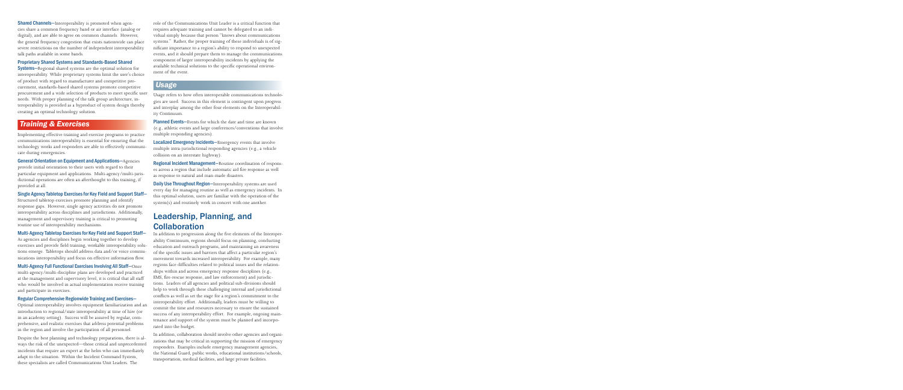**Shared Channels**—Interoperability is promoted when agencies share a common frequency band or air interface (analog or digital), and are able to agree on common channels. However, the general frequency congestion that exists nationwide can place severe restrictions on the number of independent interoperability talk paths available in some bands.

**Proprietary Shared Systems and Standards-Based Shared Systems**—Regional shared systems are the optimal solution for interoperability. While proprietary systems limit the user's choice of product with regard to manufacturer and competitive procurement, standards-based shared systems promote competitive procurement and a wide selection of products to meet specific user needs. With proper planning of the talk group architecture, interoperability is provided as a byproduct of system design thereby creating an optimal technology solution.

## Training & Exercises

Implementing effective training and exercise programs to practice communications interoperability is essential for ensuring that the technology works and responders are able to effectively communicate during emergencies.

**General Orientation on Equipment and Applications**—Agencies provide initial orientation to their users with regard to their particular equipment and applications. Multi-agency/multi-jurisdictional operations are often an afterthought to this training, if provided at all.

**Single Agency Tabletop Exercises for Key Field and Support Staff**—Structured tabletop exercises promote planning and identify response gaps. However, single agency activities do not promote interoperability across disciplines and jurisdictions. Additionally, management and supervisory training is critical to promoting routine use of interoperability mechanisms.

**Multi-Agency Tabletop Exercises for Key Field and Support Staff**—As agencies and disciplines begin working together to develop exercises and provide field training, workable interoperability solutions emerge. Tabletops should address data and/or voice communications interoperability and focus on effective information flow.

**Multi-Agency Full Functional Exercises Involving All Staff**—Once multi-agency/multi-discipline plans are developed and practiced at the management and supervisory level, it is critical that all staff who would be involved in actual implementation receive training and participate in exercises.

**Regular Comprehensive Regionwide Training and Exercises**—Optimal interoperability involves equipment familiarization and an introduction to regional/state interoperability at time of hire (or in an academy setting). Success will be assured by regular, comprehensive, and realistic exercises that address potential problems in the region and involve the participation of all personnel.

Despite the best planning and technology preparations, there is always the risk of the unexpected—those critical and unprecedented incidents that require an expert at the helm who can immediately adapt to the situation. Within the Incident Command System, these specialists are called Communications Unit Leaders. The role of the Communications Unit Leader is a critical function that requires adequate training and cannot be delegated to an individual simply because that person "knows about communications systems." Rather, the proper training of these individuals is of significant importance to a region's ability to respond to unexpected events, and it should prepare them to manage the communications component of larger interoperability incidents by applying the available technical solutions to the specific operational environment of the event.

## Usage

Usage refers to how often interoperable communications technologies are used. Success in this element is contingent upon progress and interplay among the other four elements on the Interoperability Continuum.

**Planned Events**—Events for which the date and time are known (e.g., athletic events and large conferences/conventions that involve multiple responding agencies).

**Localized Emergency Incidents**—Emergency events that involve multiple intra-jurisdictional responding agencies (e.g., a vehicle collision on an interstate highway).

**Regional Incident Management**—Routine coordination of responses across a region that include automatic aid fire response as well as response to natural and man-made disasters.

**Daily Use Throughout Region**—Interoperability systems are used every day for managing routine as well as emergency incidents. In this optimal solution, users are familiar with the operation of the system(s) and routinely work in concert with one another.

# Leadership, Planning, and Collaboration

In addition to progression along the five elements of the Interoperability Continuum, regions should focus on planning, conducting education and outreach programs, and maintaining an awareness of the specific issues and barriers that affect a particular region's movement towards increased interoperability. For example, many regions face difficulties related to political issues and the relationships within and across emergency response disciplines (e.g., EMS, fire-rescue response, and law enforcement) and jurisdictions. Leaders of all agencies and political sub-divisions should help to work through these challenging internal and jurisdictional conflicts as well as set the stage for a region's commitment to the interoperability effort. Additionally, leaders must be willing to commit the time and resources necessary to ensure the sustained success of any interoperability effort. For example, ongoing maintenance and support of the system must be planned and incorporated into the budget.

In addition, collaboration should involve other agencies and organizations that may be critical in supporting the mission of emergency responders. Examples include emergency management agencies, the National Guard, public works, educational institutions/schools, transportation, medical facilities, and large private facilities.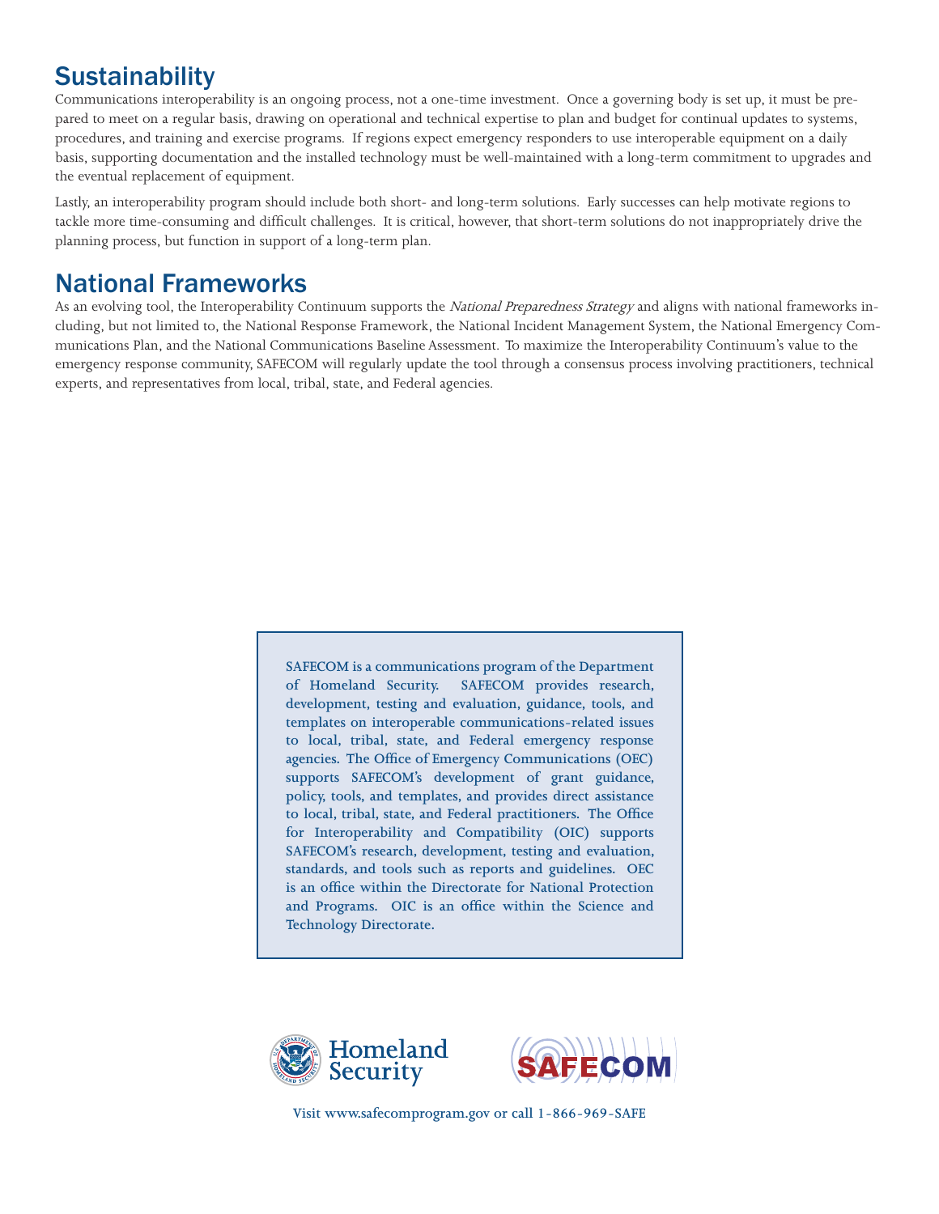## Sustainability

Communications interoperability is an ongoing process, not a one-time investment. Once a governing body is set up, it must be prepared to meet on a regular basis, drawing on operational and technical expertise to plan and budget for continual updates to systems, procedures, and training and exercise programs. If regions expect emergency responders to use interoperable equipment on a daily basis, supporting documentation and the installed technology must be well-maintained with a long-term commitment to upgrades and the eventual replacement of equipment.

Lastly, an interoperability program should include both short- and long-term solutions. Early successes can help motivate regions to tackle more time-consuming and difficult challenges. It is critical, however, that short-term solutions do not inappropriately drive the planning process, but function in support of a long-term plan.

## National Frameworks

As an evolving tool, the Interoperability Continuum supports the *National Preparedness Strategy* and aligns with national frameworks including, but not limited to, the National Response Framework, the National Incident Management System, the National Emergency Communications Plan, and the National Communications Baseline Assessment. To maximize the Interoperability Continuum's value to the emergency response community, SAFECOM will regularly update the tool through a consensus process involving practitioners, technical experts, and representatives from local, tribal, state, and Federal agencies.

SAFECOM is a communications program of the Department of Homeland Security. SAFECOM provides research, development, testing and evaluation, guidance, tools, and templates on interoperable communications-related issues to local, tribal, state, and Federal emergency response agencies. The Office of Emergency Communications (OEC) supports SAFECOM's development of grant guidance, policy, tools, and templates, and provides direct assistance to local, tribal, state, and Federal practitioners. The Office for Interoperability and Compatibility (OIC) supports SAFECOM's research, development, testing and evaluation, standards, and tools such as reports and guidelines. OEC is an office within the Directorate for National Protection and Programs. OIC is an office within the Science and Technology Directorate.

Homeland Security

SAFECOM

Visit www.safecomprogram.gov or call 1-866-969-SAFE